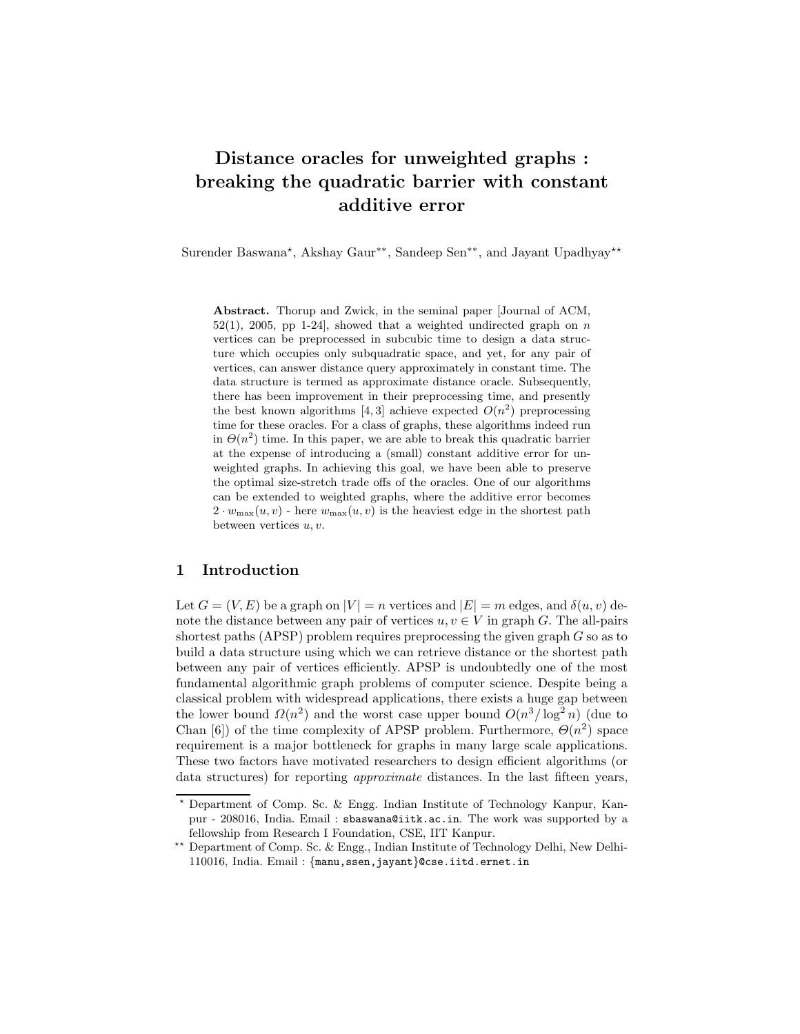# Distance oracles for unweighted graphs : breaking the quadratic barrier with constant additive error

Surender Baswana*, Akshay Gaur**, Sandeep Sen**, and Jayant Upadhyay**

**Abstract.** Thorup and Zwick, in the seminal paper [Journal of ACM, 52(1), 2005, pp 1-24], showed that a weighted undirected graph on $n$ vertices can be preprocessed in subcubic time to design a data structure which occupies only subquadratic space, and yet, for any pair of vertices, can answer distance query approximately in constant time. The data structure is termed as approximate distance oracle. Subsequently, there has been improvement in their preprocessing time, and presently the best known algorithms [4, 3] achieve expected $O(n^2)$ preprocessing time for these oracles. For a class of graphs, these algorithms indeed run in $\Theta(n^2)$ time. In this paper, we are able to break this quadratic barrier at the expense of introducing a (small) constant additive error for unweighted graphs. In achieving this goal, we have been able to preserve the optimal size-stretch trade offs of the oracles. One of our algorithms can be extended to weighted graphs, where the additive error becomes $2 \cdot w_{\max}(u, v)$ - here $w_{\max}(u, v)$ is the heaviest edge in the shortest path between vertices $u, v$.

## 1 Introduction

Let $G = (V, E)$ be a graph on $|V| = n$ vertices and $|E| = m$ edges, and $\delta(u, v)$ denote the distance between any pair of vertices $u, v \in V$ in graph $G$. The all-pairs shortest paths (APSP) problem requires preprocessing the given graph $G$ so as to build a data structure using which we can retrieve distance or the shortest path between any pair of vertices efficiently. APSP is undoubtedly one of the most fundamental algorithmic graph problems of computer science. Despite being a classical problem with widespread applications, there exists a huge gap between the lower bound $\Omega(n^2)$ and the worst case upper bound $O(n^3/\log^2 n)$ (due to Chan [6]) of the time complexity of APSP problem. Furthermore, $\Theta(n^2)$ space requirement is a major bottleneck for graphs in many large scale applications. These two factors have motivated researchers to design efficient algorithms (or data structures) for reporting *approximate* distances. In the last fifteen years,

---

\* Department of Comp. Sc. & Engg. Indian Institute of Technology Kanpur, Kanpur - 208016, India. Email : sbaswana@iitk.ac.in. The work was supported by a fellowship from Research I Foundation, CSE, IIT Kanpur.

\*\* Department of Comp. Sc. & Engg., Indian Institute of Technology Delhi, New Delhi-110016, India. Email : {manu,ssen,jayant}@cse.iitd.ernet.in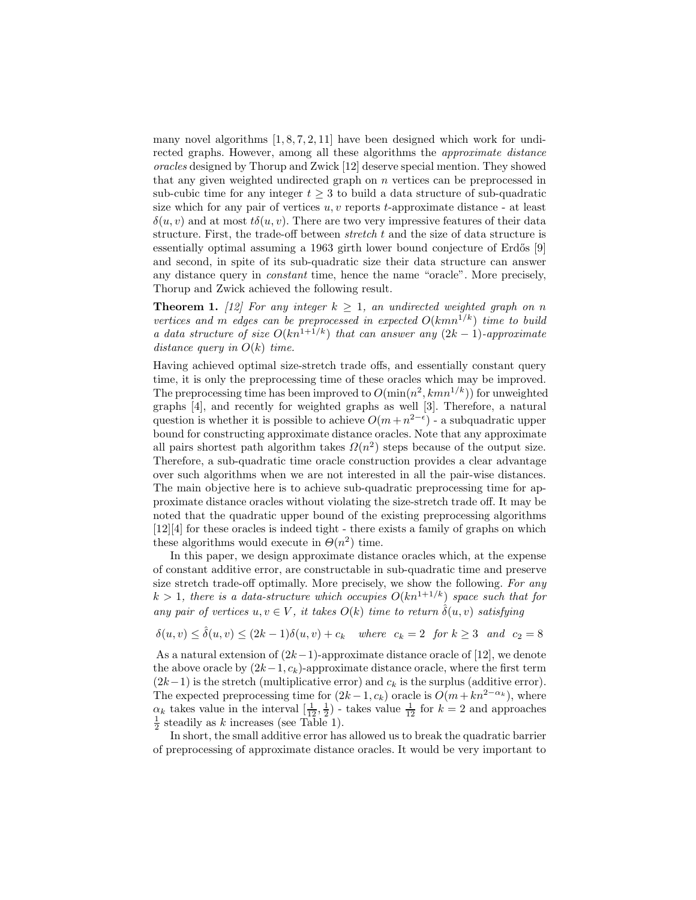many novel algorithms [1, 8, 7, 2, 11] have been designed which work for undirected graphs. However, among all these algorithms the *approximate distance oracles* designed by Thorup and Zwick [12] deserve special mention. They showed that any given weighted undirected graph on $n$ vertices can be preprocessed in sub-cubic time for any integer $t \geq 3$ to build a data structure of sub-quadratic size which for any pair of vertices $u, v$ reports $t$-approximate distance - at least $\delta(u, v)$ and at most $t\delta(u, v)$. There are two very impressive features of their data structure. First, the trade-off between *stretch* $t$ and the size of data structure is essentially optimal assuming a 1963 girth lower bound conjecture of Erdős [9] and second, in spite of its sub-quadratic size their data structure can answer any distance query in *constant* time, hence the name "oracle". More precisely, Thorup and Zwick achieved the following result.

**Theorem 1.** *[12] For any integer $k \geq 1$, an undirected weighted graph on $n$ vertices and $m$ edges can be preprocessed in expected $O(kmn^{1/k})$ time to build a data structure of size $O(kn^{1+1/k})$ that can answer any $(2k-1)$-approximate distance query in $O(k)$ time.*

Having achieved optimal size-stretch trade offs, and essentially constant query time, it is only the preprocessing time of these oracles which may be improved. The preprocessing time has been improved to $O(\min(n^2, kmn^{1/k}))$ for unweighted graphs [4], and recently for weighted graphs as well [3]. Therefore, a natural question is whether it is possible to achieve $O(m + n^{2-\epsilon})$ - a subquadratic upper bound for constructing approximate distance oracles. Note that any approximate all pairs shortest path algorithm takes $\Omega(n^2)$ steps because of the output size. Therefore, a sub-quadratic time oracle construction provides a clear advantage over such algorithms when we are not interested in all the pair-wise distances. The main objective here is to achieve sub-quadratic preprocessing time for approximate distance oracles without violating the size-stretch trade off. It may be noted that the quadratic upper bound of the existing preprocessing algorithms [12][4] for these oracles is indeed tight - there exists a family of graphs on which these algorithms would execute in $\Theta(n^2)$ time.

In this paper, we design approximate distance oracles which, at the expense of constant additive error, are constructable in sub-quadratic time and preserve size stretch trade-off optimally. More precisely, we show the following. *For any $k > 1$, there is a data-structure which occupies $O(kn^{1+1/k})$ space such that for any pair of vertices $u, v \in V$, it takes $O(k)$ time to return $\hat{\delta}(u, v)$ satisfying*

$$\delta(u, v) \leq \hat{\delta}(u, v) \leq (2k-1)\delta(u, v) + c_k \quad \textit{where} \;\; c_k = 2 \;\; \textit{for}\; k \geq 3 \;\; \textit{and} \;\; c_2 = 8$$

As a natural extension of $(2k-1)$-approximate distance oracle of [12], we denote the above oracle by $(2k-1, c_k)$-approximate distance oracle, where the first term $(2k-1)$ is the stretch (multiplicative error) and $c_k$ is the surplus (additive error). The expected preprocessing time for $(2k-1, c_k)$ oracle is $O(m + kn^{2-\alpha_k})$, where $\alpha_k$ takes value in the interval $[\frac{1}{12}, \frac{1}{2})$ - takes value $\frac{1}{12}$ for $k = 2$ and approaches $\frac{1}{2}$ steadily as $k$ increases (see Table 1).

In short, the small additive error has allowed us to break the quadratic barrier of preprocessing of approximate distance oracles. It would be very important to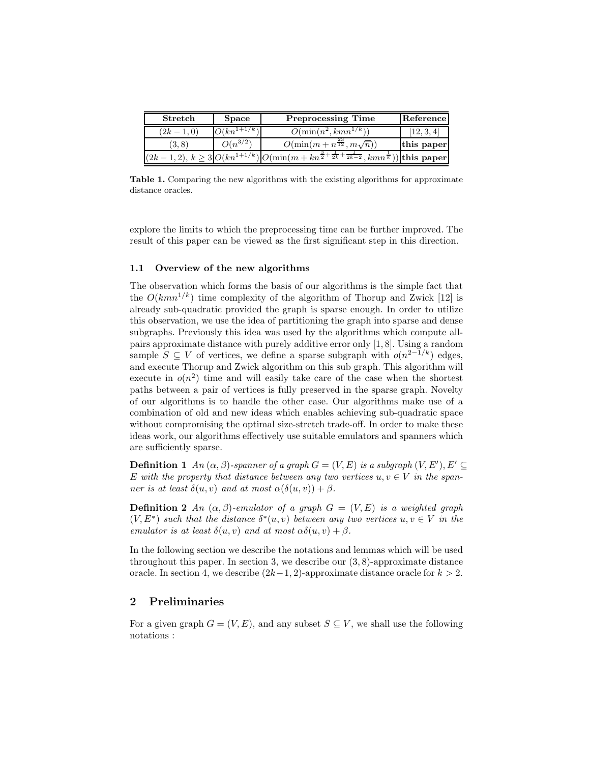| Stretch | Space | Preprocessing Time | Reference |
|---|---|---|---|
| $(2k-1, 0)$ | $O(kn^{1+1/k})$ | $O(\min(n^2, kmn^{1/k}))$ | [12, 3, 4] |
| $(3, 8)$ | $O(n^{3/2})$ | $O(\min(m + n^{\frac{23}{12}}, m\sqrt{n}))$ | **this paper** |
| $(2k-1, 2)$, $k \geq 3$ | $O(kn^{1+1/k})$ | $O(\min(m + kn^{\frac{3}{2}+\frac{1}{2k}+\frac{1}{2k-2}}, kmn^{\frac{1}{k}}))$ | **this paper** |

**Table 1.** Comparing the new algorithms with the existing algorithms for approximate distance oracles.

explore the limits to which the preprocessing time can be further improved. The result of this paper can be viewed as the first significant step in this direction.

### 1.1 Overview of the new algorithms

The observation which forms the basis of our algorithms is the simple fact that the $O(kmn^{1/k})$ time complexity of the algorithm of Thorup and Zwick [12] is already sub-quadratic provided the graph is sparse enough. In order to utilize this observation, we use the idea of partitioning the graph into sparse and dense subgraphs. Previously this idea was used by the algorithms which compute all-pairs approximate distance with purely additive error only [1, 8]. Using a random sample $S \subseteq V$ of vertices, we define a sparse subgraph with $o(n^{2-1/k})$ edges, and execute Thorup and Zwick algorithm on this sub graph. This algorithm will execute in $o(n^2)$ time and will easily take care of the case when the shortest paths between a pair of vertices is fully preserved in the sparse graph. Novelty of our algorithms is to handle the other case. Our algorithms make use of a combination of old and new ideas which enables achieving sub-quadratic space without compromising the optimal size-stretch trade-off. In order to make these ideas work, our algorithms effectively use suitable emulators and spanners which are sufficiently sparse.

**Definition 1** *An $(\alpha, \beta)$-spanner of a graph $G = (V, E)$ is a subgraph $(V, E')$, $E' \subseteq E$ with the property that distance between any two vertices $u, v \in V$ in the spanner is at least $\delta(u, v)$ and at most $\alpha(\delta(u, v)) + \beta$.*

**Definition 2** *An $(\alpha, \beta)$-emulator of a graph $G = (V, E)$ is a weighted graph $(V, E^*)$ such that the distance $\delta^*(u, v)$ between any two vertices $u, v \in V$ in the emulator is at least $\delta(u, v)$ and at most $\alpha\delta(u, v) + \beta$.*

In the following section we describe the notations and lemmas which will be used throughout this paper. In section 3, we describe our $(3, 8)$-approximate distance oracle. In section 4, we describe $(2k-1, 2)$-approximate distance oracle for $k > 2$.

## 2 Preliminaries

For a given graph $G = (V, E)$, and any subset $S \subseteq V$, we shall use the following notations :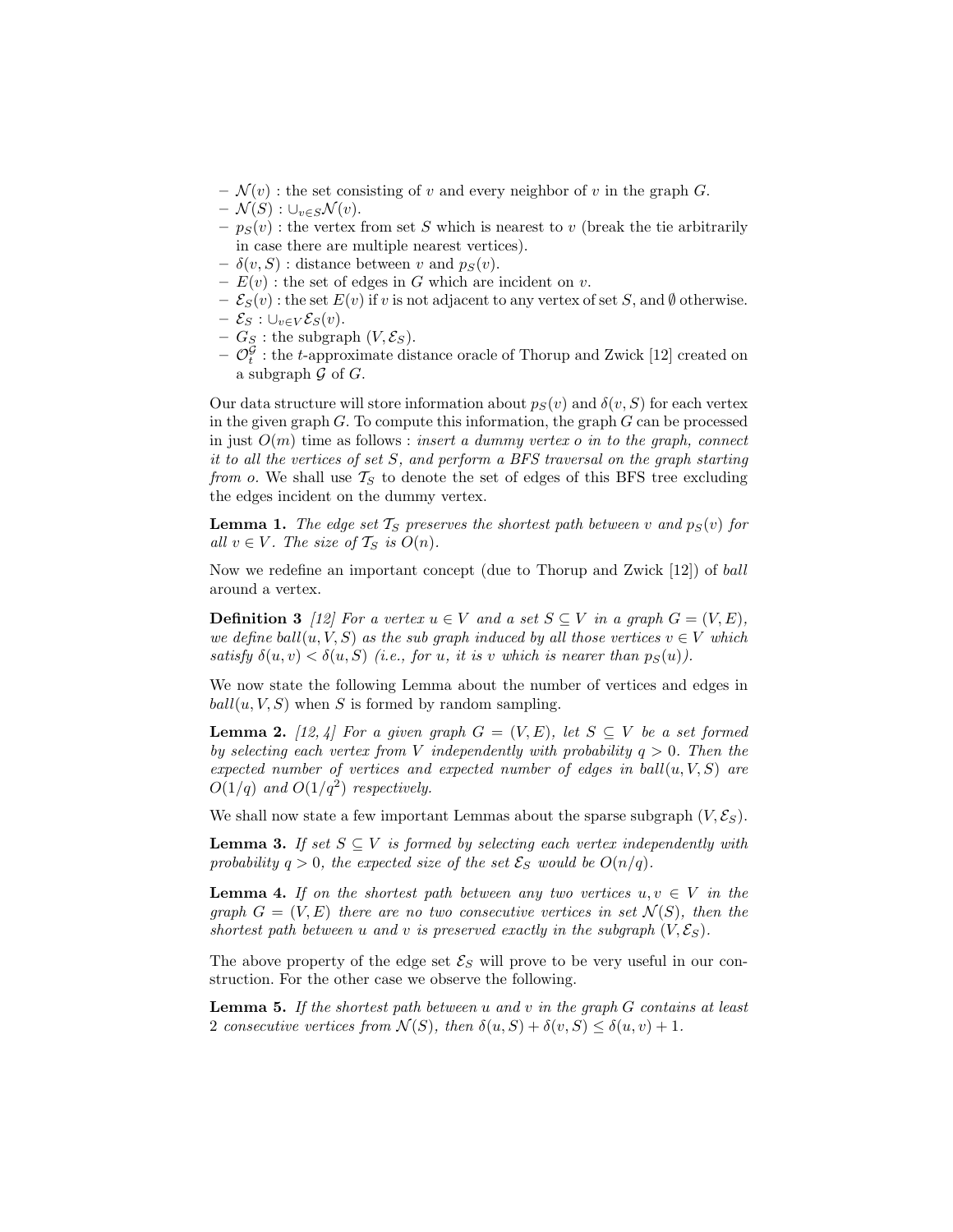- $\mathcal{N}(v)$ : the set consisting of $v$ and every neighbor of $v$ in the graph $G$.
- $\mathcal{N}(S)$ : $\cup_{v \in S} \mathcal{N}(v)$.
- $p_S(v)$ : the vertex from set $S$ which is nearest to $v$ (break the tie arbitrarily in case there are multiple nearest vertices).
- $\delta(v, S)$ : distance between $v$ and $p_S(v)$.
- $E(v)$ : the set of edges in $G$ which are incident on $v$.
- $\mathcal{E}_S(v)$ : the set $E(v)$ if $v$ is not adjacent to any vertex of set $S$, and $\emptyset$ otherwise.
- $\mathcal{E}_S$ : $\cup_{v \in V} \mathcal{E}_S(v)$.
- $G_S$ : the subgraph $(V, \mathcal{E}_S)$.
- $\mathcal{O}_t^{\mathcal{G}}$ : the $t$-approximate distance oracle of Thorup and Zwick [12] created on a subgraph $\mathcal{G}$ of $G$.

Our data structure will store information about $p_S(v)$ and $\delta(v, S)$ for each vertex in the given graph $G$. To compute this information, the graph $G$ can be processed in just $O(m)$ time as follows : *insert a dummy vertex $o$ in to the graph, connect it to all the vertices of set $S$, and perform a BFS traversal on the graph starting from $o$.* We shall use $\mathcal{T}_S$ to denote the set of edges of this BFS tree excluding the edges incident on the dummy vertex.

**Lemma 1.** *The edge set $\mathcal{T}_S$ preserves the shortest path between $v$ and $p_S(v)$ for all $v \in V$. The size of $\mathcal{T}_S$ is $O(n)$.*

Now we redefine an important concept (due to Thorup and Zwick [12]) of *ball* around a vertex.

**Definition 3** *[12] For a vertex $u \in V$ and a set $S \subseteq V$ in a graph $G = (V, E)$, we define ball$(u, V, S)$ as the sub graph induced by all those vertices $v \in V$ which satisfy $\delta(u, v) < \delta(u, S)$ (i.e., for $u$, it is $v$ which is nearer than $p_S(u)$).*

We now state the following Lemma about the number of vertices and edges in $ball(u, V, S)$ when $S$ is formed by random sampling.

**Lemma 2.** *[12, 4] For a given graph $G = (V, E)$, let $S \subseteq V$ be a set formed by selecting each vertex from $V$ independently with probability $q > 0$. Then the expected number of vertices and expected number of edges in ball$(u, V, S)$ are $O(1/q)$ and $O(1/q^2)$ respectively.*

We shall now state a few important Lemmas about the sparse subgraph $(V, \mathcal{E}_S)$.

**Lemma 3.** *If set $S \subseteq V$ is formed by selecting each vertex independently with probability $q > 0$, the expected size of the set $\mathcal{E}_S$ would be $O(n/q)$.*

**Lemma 4.** *If on the shortest path between any two vertices $u, v \in V$ in the graph $G = (V, E)$ there are no two consecutive vertices in set $\mathcal{N}(S)$, then the shortest path between $u$ and $v$ is preserved exactly in the subgraph $(V, \mathcal{E}_S)$.*

The above property of the edge set $\mathcal{E}_S$ will prove to be very useful in our construction. For the other case we observe the following.

**Lemma 5.** *If the shortest path between $u$ and $v$ in the graph $G$ contains at least 2 consecutive vertices from $\mathcal{N}(S)$, then $\delta(u, S) + \delta(v, S) \leq \delta(u, v) + 1$.*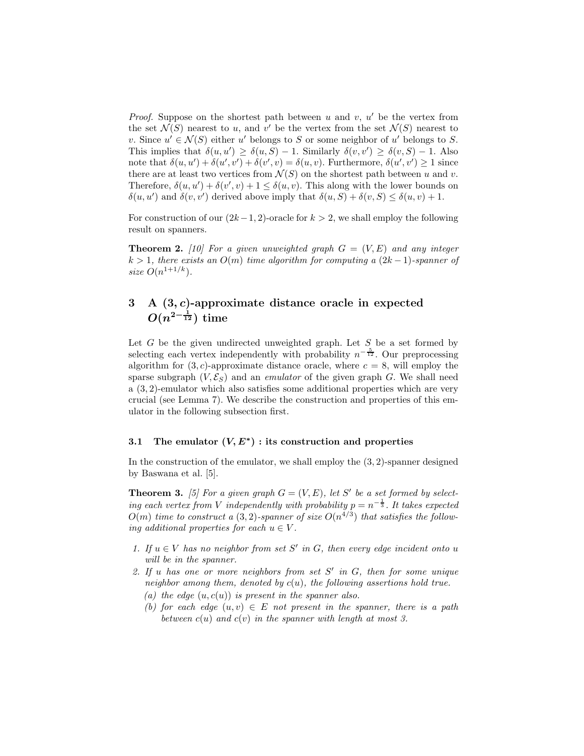*Proof.* Suppose on the shortest path between $u$ and $v$, $u'$ be the vertex from the set $\mathcal{N}(S)$ nearest to $u$, and $v'$ be the vertex from the set $\mathcal{N}(S)$ nearest to $v$. Since $u' \in \mathcal{N}(S)$ either $u'$ belongs to $S$ or some neighbor of $u'$ belongs to $S$. This implies that $\delta(u, u') \geq \delta(u, S) - 1$. Similarly $\delta(v, v') \geq \delta(v, S) - 1$. Also note that $\delta(u, u') + \delta(u', v') + \delta(v', v) = \delta(u, v)$. Furthermore, $\delta(u', v') \geq 1$ since there are at least two vertices from $\mathcal{N}(S)$ on the shortest path between $u$ and $v$. Therefore, $\delta(u, u') + \delta(v', v) + 1 \leq \delta(u, v)$. This along with the lower bounds on $\delta(u, u')$ and $\delta(v, v')$ derived above imply that $\delta(u, S) + \delta(v, S) \leq \delta(u, v) + 1$.

For construction of our $(2k-1, 2)$-oracle for $k > 2$, we shall employ the following result on spanners.

**Theorem 2.** *[10] For a given unweighted graph $G = (V, E)$ and any integer $k > 1$, there exists an $O(m)$ time algorithm for computing a $(2k-1)$-spanner of size $O(n^{1+1/k})$.*

## 3 A $(3, c)$-approximate distance oracle in expected $O(n^{2-\frac{1}{12}})$ time

Let $G$ be the given undirected unweighted graph. Let $S$ be a set formed by selecting each vertex independently with probability $n^{-\frac{5}{12}}$. Our preprocessing algorithm for $(3, c)$-approximate distance oracle, where $c = 8$, will employ the sparse subgraph $(V, \mathcal{E}_S)$ and an *emulator* of the given graph $G$. We shall need a $(3, 2)$-emulator which also satisfies some additional properties which are very crucial (see Lemma 7). We describe the construction and properties of this emulator in the following subsection first.

### 3.1 The emulator $(V, E^*)$ : its construction and properties

In the construction of the emulator, we shall employ the $(3, 2)$-spanner designed by Baswana et al. [5].

**Theorem 3.** *[5] For a given graph $G = (V, E)$, let $S'$ be a set formed by selecting each vertex from $V$ independently with probability $p = n^{-\frac{1}{3}}$. It takes expected $O(m)$ time to construct a $(3, 2)$-spanner of size $O(n^{4/3})$ that satisfies the following additional properties for each $u \in V$.*

1. *If $u \in V$ has no neighbor from set $S'$ in $G$, then every edge incident onto $u$ will be in the spanner.*
2. *If $u$ has one or more neighbors from set $S'$ in $G$, then for some unique neighbor among them, denoted by $c(u)$, the following assertions hold true.*
   - *(a) the edge $(u, c(u))$ is present in the spanner also.*
   - *(b) for each edge $(u, v) \in E$ not present in the spanner, there is a path between $c(u)$ and $c(v)$ in the spanner with length at most 3.*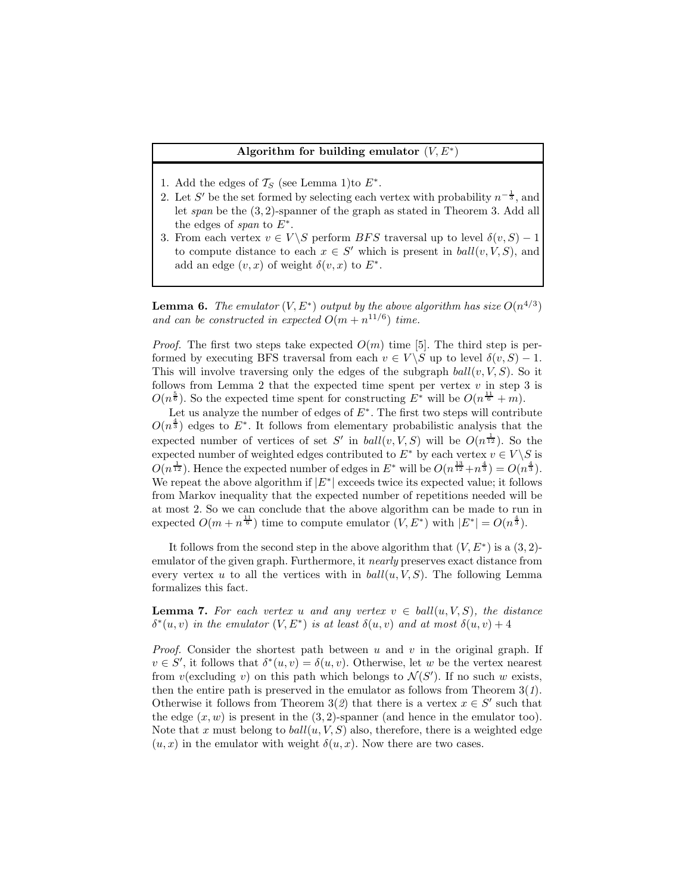**Algorithm for building emulator $(V, E^*)$**

1. Add the edges of $\mathcal{T}_S$ (see Lemma 1)to $E^*$.
2. Let $S'$ be the set formed by selecting each vertex with probability $n^{-\frac{1}{3}}$, and let *span* be the $(3,2)$-spanner of the graph as stated in Theorem 3. Add all the edges of *span* to $E^*$.
3. From each vertex $v \in V \backslash S$ perform $BFS$ traversal up to level $\delta(v, S) - 1$ to compute distance to each $x \in S'$ which is present in $ball(v, V, S)$, and add an edge $(v, x)$ of weight $\delta(v, x)$ to $E^*$.

**Lemma 6.** *The emulator $(V, E^*)$ output by the above algorithm has size $O(n^{4/3})$ and can be constructed in expected $O(m + n^{11/6})$ time.*

*Proof.* The first two steps take expected $O(m)$ time [5]. The third step is performed by executing BFS traversal from each $v \in V \backslash S$ up to level $\delta(v, S) - 1$. This will involve traversing only the edges of the subgraph $ball(v, V, S)$. So it follows from Lemma 2 that the expected time spent per vertex $v$ in step 3 is $O(n^{\frac{5}{6}})$. So the expected time spent for constructing $E^*$ will be $O(n^{\frac{11}{6}} + m)$.

Let us analyze the number of edges of $E^*$. The first two steps will contribute $O(n^{\frac{4}{3}})$ edges to $E^*$. It follows from elementary probabilistic analysis that the expected number of vertices of set $S'$ in $ball(v, V, S)$ will be $O(n^{\frac{1}{12}})$. So the expected number of weighted edges contributed to $E^*$ by each vertex $v \in V \backslash S$ is $O(n^{\frac{1}{12}})$. Hence the expected number of edges in $E^*$ will be $O(n^{\frac{13}{12}} + n^{\frac{4}{3}}) = O(n^{\frac{4}{3}})$. We repeat the above algorithm if $|E^*|$ exceeds twice its expected value; it follows from Markov inequality that the expected number of repetitions needed will be at most 2. So we can conclude that the above algorithm can be made to run in expected $O(m + n^{\frac{11}{6}})$ time to compute emulator $(V, E^*)$ with $|E^*| = O(n^{\frac{4}{3}})$.

It follows from the second step in the above algorithm that $(V, E^*)$ is a $(3,2)$-emulator of the given graph. Furthermore, it *nearly* preserves exact distance from every vertex $u$ to all the vertices with in $ball(u, V, S)$. The following Lemma formalizes this fact.

**Lemma 7.** *For each vertex $u$ and any vertex $v \in ball(u, V, S)$, the distance $\delta^*(u, v)$ in the emulator $(V, E^*)$ is at least $\delta(u, v)$ and at most $\delta(u, v) + 4$*

*Proof.* Consider the shortest path between $u$ and $v$ in the original graph. If $v \in S'$, it follows that $\delta^*(u, v) = \delta(u, v)$. Otherwise, let $w$ be the vertex nearest from $v$(excluding $v$) on this path which belongs to $\mathcal{N}(S')$. If no such $w$ exists, then the entire path is preserved in the emulator as follows from Theorem 3(*1*). Otherwise it follows from Theorem 3(*2*) that there is a vertex $x \in S'$ such that the edge $(x, w)$ is present in the $(3,2)$-spanner (and hence in the emulator too). Note that $x$ must belong to $ball(u, V, S)$ also, therefore, there is a weighted edge $(u, x)$ in the emulator with weight $\delta(u, x)$. Now there are two cases.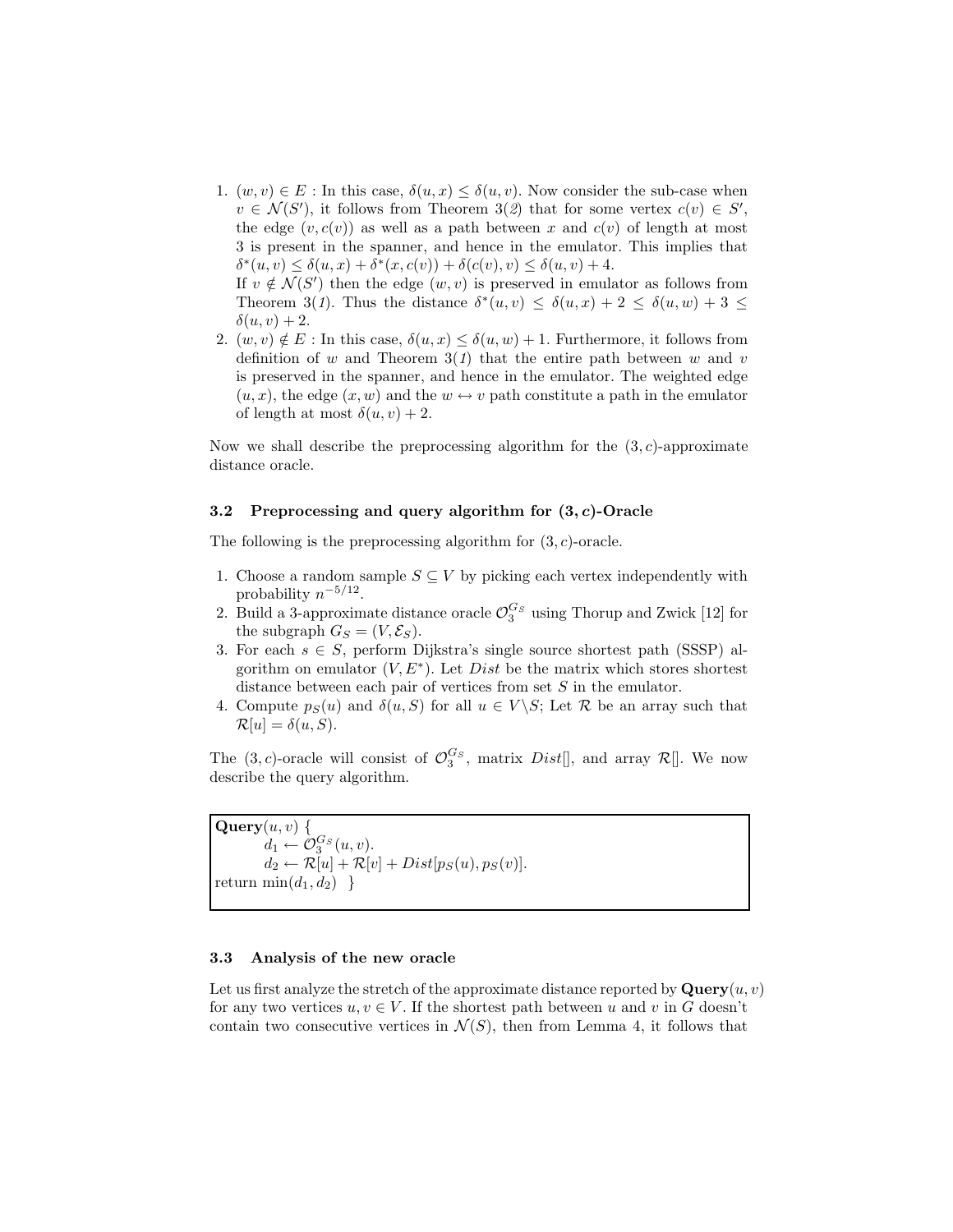1. $(w, v) \in E$ : In this case, $\delta(u, x) \leq \delta(u, v)$. Now consider the sub-case when $v \in \mathcal{N}(S')$, it follows from Theorem 3(*2*) that for some vertex $c(v) \in S'$, the edge $(v, c(v))$ as well as a path between $x$ and $c(v)$ of length at most 3 is present in the spanner, and hence in the emulator. This implies that $\delta^*(u, v) \leq \delta(u, x) + \delta^*(x, c(v)) + \delta(c(v), v) \leq \delta(u, v) + 4$.
   If $v \notin \mathcal{N}(S')$ then the edge $(w, v)$ is preserved in emulator as follows from Theorem 3(*1*). Thus the distance $\delta^*(u, v) \leq \delta(u, x) + 2 \leq \delta(u, w) + 3 \leq \delta(u, v) + 2$.
2. $(w, v) \notin E$ : In this case, $\delta(u, x) \leq \delta(u, w) + 1$. Furthermore, it follows from definition of $w$ and Theorem 3(*1*) that the entire path between $w$ and $v$ is preserved in the spanner, and hence in the emulator. The weighted edge $(u, x)$, the edge $(x, w)$ and the $w \leftrightarrow v$ path constitute a path in the emulator of length at most $\delta(u, v) + 2$.

Now we shall describe the preprocessing algorithm for the $(3, c)$-approximate distance oracle.

### 3.2 Preprocessing and query algorithm for $(3, c)$-Oracle

The following is the preprocessing algorithm for $(3, c)$-oracle.

1. Choose a random sample $S \subseteq V$ by picking each vertex independently with probability $n^{-5/12}$.
2. Build a 3-approximate distance oracle $\mathcal{O}_3^{G_S}$ using Thorup and Zwick [12] for the subgraph $G_S = (V, \mathcal{E}_S)$.
3. For each $s \in S$, perform Dijkstra's single source shortest path (SSSP) algorithm on emulator $(V, E^*)$. Let $Dist$ be the matrix which stores shortest distance between each pair of vertices from set $S$ in the emulator.
4. Compute $p_S(u)$ and $\delta(u, S)$ for all $u \in V \backslash S$; Let $\mathcal{R}$ be an array such that $\mathcal{R}[u] = \delta(u, S)$.

The $(3, c)$-oracle will consist of $\mathcal{O}_3^{G_S}$, matrix $Dist[]$, and array $\mathcal{R}[]$. We now describe the query algorithm.

```
Query(u, v) {
        d1 ← O_3^{G_S}(u, v).
        d2 ← R[u] + R[v] + Dist[p_S(u), p_S(v)].
return min(d1, d2)  }
```

### 3.3 Analysis of the new oracle

Let us first analyze the stretch of the approximate distance reported by **Query**$(u, v)$ for any two vertices $u, v \in V$. If the shortest path between $u$ and $v$ in $G$ doesn't contain two consecutive vertices in $\mathcal{N}(S)$, then from Lemma 4, it follows that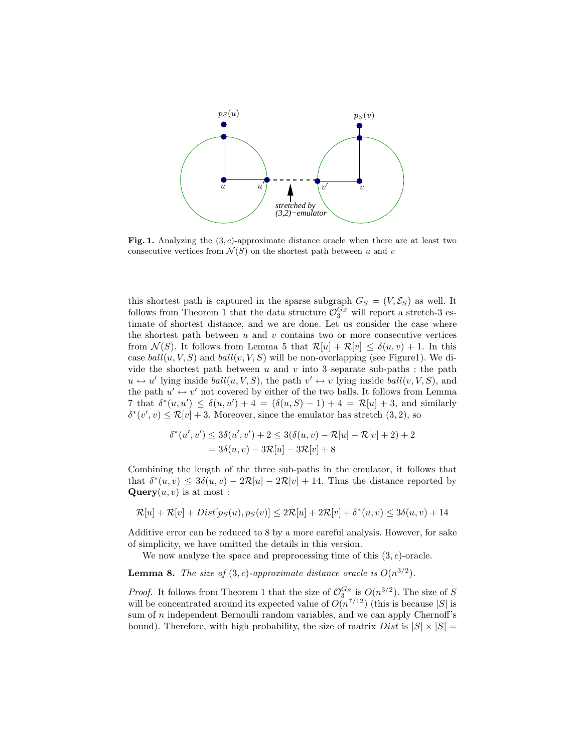**Fig. 1.** Analyzing the $(3, c)$-approximate distance oracle when there are at least two consecutive vertices from $\mathcal{N}(S)$ on the shortest path between $u$ and $v$

this shortest path is captured in the sparse subgraph $G_S = (V, \mathcal{E}_S)$ as well. It follows from Theorem 1 that the data structure $\mathcal{O}_3^{G_S}$ will report a stretch-3 estimate of shortest distance, and we are done. Let us consider the case where the shortest path between $u$ and $v$ contains two or more consecutive vertices from $\mathcal{N}(S)$. It follows from Lemma 5 that $\mathcal{R}[u] + \mathcal{R}[v] \leq \delta(u, v) + 1$. In this case $ball(u, V, S)$ and $ball(v, V, S)$ will be non-overlapping (see Figure1). We divide the shortest path between $u$ and $v$ into 3 separate sub-paths : the path $u \leftrightarrow u'$ lying inside $ball(u, V, S)$, the path $v' \leftrightarrow v$ lying inside $ball(v, V, S)$, and the path $u' \leftrightarrow v'$ not covered by either of the two balls. It follows from Lemma 7 that $\delta^*(u, u') \leq \delta(u, u') + 4 = (\delta(u, S) - 1) + 4 = \mathcal{R}[u] + 3$, and similarly $\delta^*(v', v) \leq \mathcal{R}[v] + 3$. Moreover, since the emulator has stretch $(3, 2)$, so

$$\begin{aligned}\delta^*(u', v') &\leq 3\delta(u', v') + 2 \leq 3(\delta(u, v) - \mathcal{R}[u] - \mathcal{R}[v] + 2) + 2 \\ &= 3\delta(u, v) - 3\mathcal{R}[u] - 3\mathcal{R}[v] + 8\end{aligned}$$

Combining the length of the three sub-paths in the emulator, it follows that that $\delta^*(u, v) \leq 3\delta(u, v) - 2\mathcal{R}[u] - 2\mathcal{R}[v] + 14$. Thus the distance reported by **Query**$(u, v)$ is at most :

$$\mathcal{R}[u] + \mathcal{R}[v] + Dist[p_S(u), p_S(v)] \leq 2\mathcal{R}[u] + 2\mathcal{R}[v] + \delta^*(u, v) \leq 3\delta(u, v) + 14$$

Additive error can be reduced to 8 by a more careful analysis. However, for sake of simplicity, we have omitted the details in this version.

We now analyze the space and preprocessing time of this $(3, c)$-oracle.

**Lemma 8.** *The size of $(3, c)$-approximate distance oracle is $O(n^{3/2})$.*

*Proof.* It follows from Theorem 1 that the size of $\mathcal{O}_3^{G_S}$ is $O(n^{3/2})$. The size of $S$ will be concentrated around its expected value of $O(n^{7/12})$ (this is because $|S|$ is sum of $n$ independent Bernoulli random variables, and we can apply Chernoff's bound). Therefore, with high probability, the size of matrix $Dist$ is $|S| \times |S| =$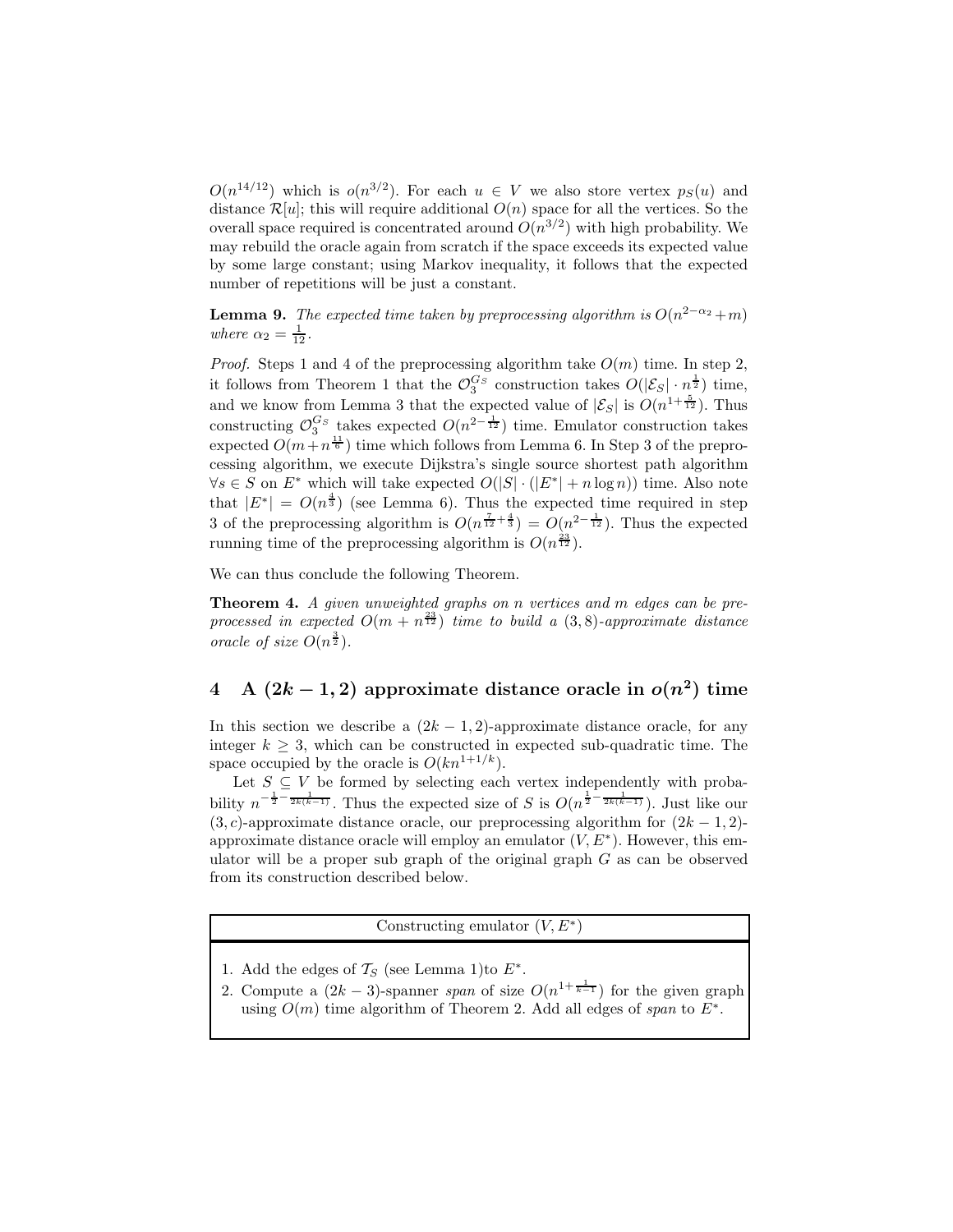$O(n^{14/12})$ which is $o(n^{3/2})$. For each $u \in V$ we also store vertex $p_S(u)$ and distance $\mathcal{R}[u]$; this will require additional $O(n)$ space for all the vertices. So the overall space required is concentrated around $O(n^{3/2})$ with high probability. We may rebuild the oracle again from scratch if the space exceeds its expected value by some large constant; using Markov inequality, it follows that the expected number of repetitions will be just a constant.

**Lemma 9.** *The expected time taken by preprocessing algorithm is $O(n^{2-\alpha_2}+m)$ where $\alpha_2 = \frac{1}{12}$.*

*Proof.* Steps 1 and 4 of the preprocessing algorithm take $O(m)$ time. In step 2, it follows from Theorem 1 that the $\mathcal{O}_3^{G_S}$ construction takes $O(|\mathcal{E}_S| \cdot n^{\frac{1}{2}})$ time, and we know from Lemma 3 that the expected value of $|\mathcal{E}_S|$ is $O(n^{1+\frac{5}{12}})$. Thus constructing $\mathcal{O}_3^{G_S}$ takes expected $O(n^{2-\frac{1}{12}})$ time. Emulator construction takes expected $O(m+n^{\frac{11}{6}})$ time which follows from Lemma 6. In Step 3 of the preprocessing algorithm, we execute Dijkstra's single source shortest path algorithm $\forall s \in S$ on $E^*$ which will take expected $O(|S| \cdot (|E^*| + n\log n))$ time. Also note that $|E^*| = O(n^{\frac{4}{3}})$ (see Lemma 6). Thus the expected time required in step 3 of the preprocessing algorithm is $O(n^{\frac{7}{12}+\frac{4}{3}}) = O(n^{2-\frac{1}{12}})$. Thus the expected running time of the preprocessing algorithm is $O(n^{\frac{23}{12}})$.

We can thus conclude the following Theorem.

**Theorem 4.** *A given unweighted graphs on $n$ vertices and $m$ edges can be preprocessed in expected $O(m + n^{\frac{23}{12}})$ time to build a $(3, 8)$-approximate distance oracle of size $O(n^{\frac{3}{2}})$.*

## 4 A $(2k-1, 2)$ approximate distance oracle in $o(n^2)$ time

In this section we describe a $(2k-1, 2)$-approximate distance oracle, for any integer $k \geq 3$, which can be constructed in expected sub-quadratic time. The space occupied by the oracle is $O(kn^{1+1/k})$.

Let $S \subseteq V$ be formed by selecting each vertex independently with probability $n^{-\frac{1}{2}-\frac{1}{2k(k-1)}}$. Thus the expected size of $S$ is $O(n^{\frac{1}{2}-\frac{1}{2k(k-1)}})$. Just like our $(3, c)$-approximate distance oracle, our preprocessing algorithm for $(2k-1, 2)$-approximate distance oracle will employ an emulator $(V, E^*)$. However, this emulator will be a proper sub graph of the original graph $G$ as can be observed from its construction described below.

**Constructing emulator $(V, E^*)$**

1. Add the edges of $\mathcal{T}_S$ (see Lemma 1)to $E^*$.
2. Compute a $(2k-3)$-spanner *span* of size $O(n^{1+\frac{1}{k-1}})$ for the given graph using $O(m)$ time algorithm of Theorem 2. Add all edges of *span* to $E^*$.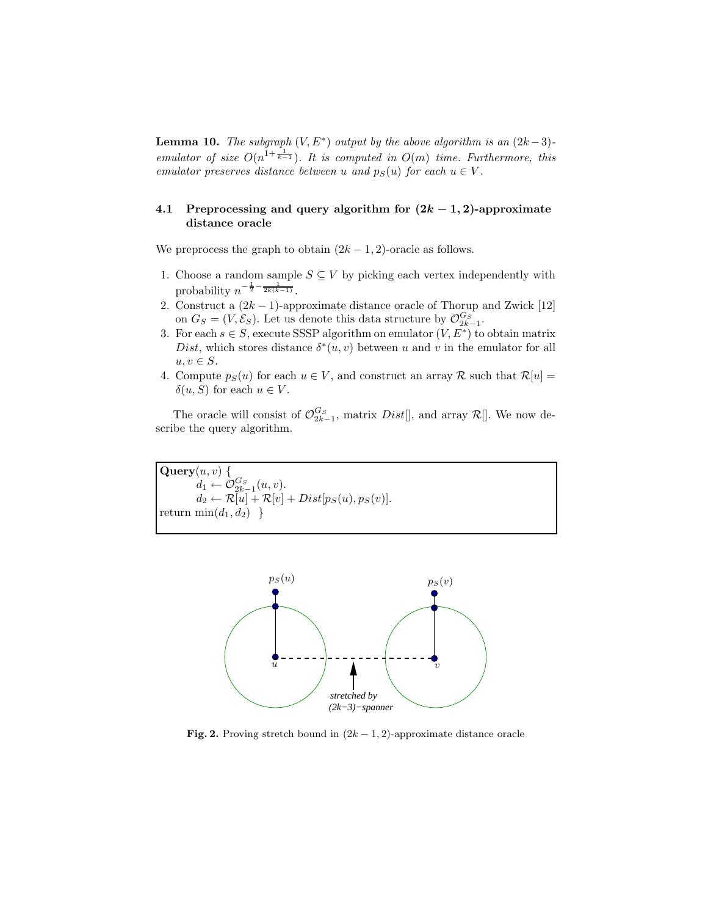**Lemma 10.** *The subgraph $(V, E^*)$ output by the above algorithm is an $(2k-3)$-emulator of size $O(n^{1+\frac{1}{k-1}})$. It is computed in $O(m)$ time. Furthermore, this emulator preserves distance between $u$ and $p_S(u)$ for each $u \in V$.*

### 4.1 Preprocessing and query algorithm for $(2k-1, 2)$-approximate distance oracle

We preprocess the graph to obtain $(2k-1, 2)$-oracle as follows.

1. Choose a random sample $S \subseteq V$ by picking each vertex independently with probability $n^{-\frac{1}{2}-\frac{1}{2k(k-1)}}$.
2. Construct a $(2k-1)$-approximate distance oracle of Thorup and Zwick [12] on $G_S = (V, \mathcal{E}_S)$. Let us denote this data structure by $\mathcal{O}^{G_S}_{2k-1}$.
3. For each $s \in S$, execute SSSP algorithm on emulator $(V, E^*)$ to obtain matrix $Dist$, which stores distance $\delta^*(u, v)$ between $u$ and $v$ in the emulator for all $u, v \in S$.
4. Compute $p_S(u)$ for each $u \in V$, and construct an array $\mathcal{R}$ such that $\mathcal{R}[u] = \delta(u, S)$ for each $u \in V$.

The oracle will consist of $\mathcal{O}^{G_S}_{2k-1}$, matrix $Dist[]$, and array $\mathcal{R}[]$. We now describe the query algorithm.

```
Query(u, v) {
        d1 ← O^{G_S}_{2k-1}(u, v).
        d2 ← R[u] + R[v] + Dist[p_S(u), p_S(v)].
return min(d1, d2)  }
```

**Fig. 2.** Proving stretch bound in $(2k-1, 2)$-approximate distance oracle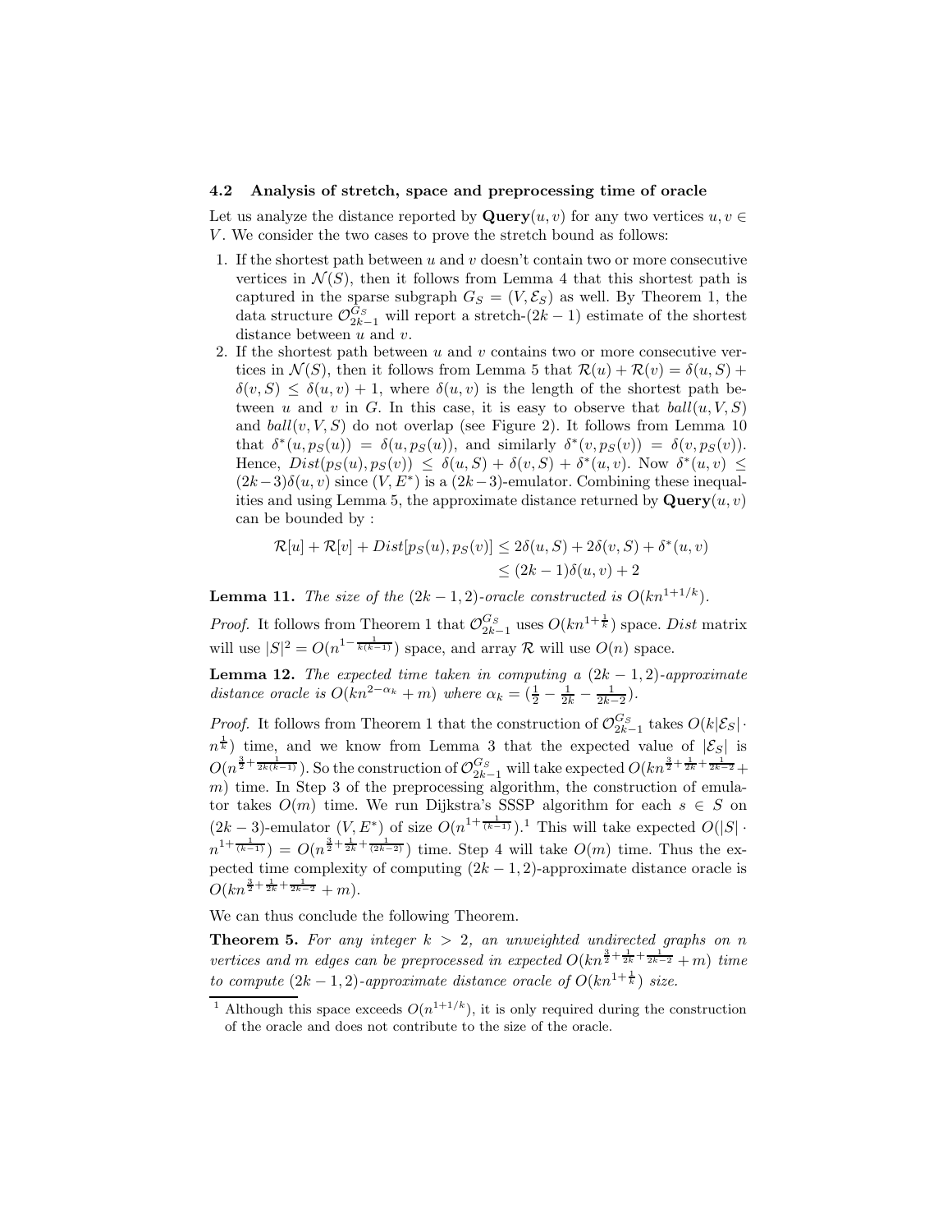### 4.2 Analysis of stretch, space and preprocessing time of oracle

Let us analyze the distance reported by **Query**$(u, v)$ for any two vertices $u, v \in V$. We consider the two cases to prove the stretch bound as follows:

1. If the shortest path between $u$ and $v$ doesn't contain two or more consecutive vertices in $\mathcal{N}(S)$, then it follows from Lemma 4 that this shortest path is captured in the sparse subgraph $G_S = (V, \mathcal{E}_S)$ as well. By Theorem 1, the data structure $\mathcal{O}^{G_S}_{2k-1}$ will report a stretch-$(2k-1)$ estimate of the shortest distance between $u$ and $v$.
2. If the shortest path between $u$ and $v$ contains two or more consecutive vertices in $\mathcal{N}(S)$, then it follows from Lemma 5 that $\mathcal{R}(u) + \mathcal{R}(v) = \delta(u, S) + \delta(v, S) \leq \delta(u, v) + 1$, where $\delta(u, v)$ is the length of the shortest path between $u$ and $v$ in $G$. In this case, it is easy to observe that $ball(u, V, S)$ and $ball(v, V, S)$ do not overlap (see Figure 2). It follows from Lemma 10 that $\delta^*(u, p_S(u)) = \delta(u, p_S(u))$, and similarly $\delta^*(v, p_S(v)) = \delta(v, p_S(v))$. Hence, $Dist(p_S(u), p_S(v)) \leq \delta(u, S) + \delta(v, S) + \delta^*(u, v)$. Now $\delta^*(u, v) \leq (2k-3)\delta(u, v)$ since $(V, E^*)$ is a $(2k-3)$-emulator. Combining these inequalities and using Lemma 5, the approximate distance returned by **Query**$(u, v)$ can be bounded by :

$$\begin{aligned} \mathcal{R}[u] + \mathcal{R}[v] + Dist[p_S(u), p_S(v)] &\leq 2\delta(u, S) + 2\delta(v, S) + \delta^*(u, v) \\ &\leq (2k-1)\delta(u, v) + 2 \end{aligned}$$

**Lemma 11.** *The size of the $(2k-1, 2)$-oracle constructed is $O(kn^{1+1/k})$.*

*Proof.* It follows from Theorem 1 that $\mathcal{O}^{G_S}_{2k-1}$ uses $O(kn^{1+\frac{1}{k}})$ space. $Dist$ matrix will use $|S|^2 = O(n^{1-\frac{1}{k(k-1)}})$ space, and array $\mathcal{R}$ will use $O(n)$ space.

**Lemma 12.** *The expected time taken in computing a $(2k-1, 2)$-approximate distance oracle is $O(kn^{2-\alpha_k} + m)$ where $\alpha_k = (\frac{1}{2} - \frac{1}{2k} - \frac{1}{2k-2})$.*

*Proof.* It follows from Theorem 1 that the construction of $\mathcal{O}^{G_S}_{2k-1}$ takes $O(k|\mathcal{E}_S| \cdot n^{\frac{1}{k}})$ time, and we know from Lemma 3 that the expected value of $|\mathcal{E}_S|$ is $O(n^{\frac{3}{2}+\frac{1}{2k(k-1)}})$. So the construction of $\mathcal{O}^{G_S}_{2k-1}$ will take expected $O(kn^{\frac{3}{2}+\frac{1}{2k}+\frac{1}{2k-2}} + m)$ time. In Step 3 of the preprocessing algorithm, the construction of emulator takes $O(m)$ time. We run Dijkstra's SSSP algorithm for each $s \in S$ on $(2k-3)$-emulator $(V, E^*)$ of size $O(n^{1+\frac{1}{(k-1)}})$.[1] This will take expected $O(|S| \cdot n^{1+\frac{1}{(k-1)}}) = O(n^{\frac{3}{2}+\frac{1}{2k}+\frac{1}{(2k-2)}})$ time. Step 4 will take $O(m)$ time. Thus the expected time complexity of computing $(2k-1, 2)$-approximate distance oracle is $O(kn^{\frac{3}{2}+\frac{1}{2k}+\frac{1}{2k-2}} + m)$.

We can thus conclude the following Theorem.

**Theorem 5.** *For any integer $k > 2$, an unweighted undirected graphs on $n$ vertices and $m$ edges can be preprocessed in expected $O(kn^{\frac{3}{2}+\frac{1}{2k}+\frac{1}{2k-2}} + m)$ time to compute $(2k-1, 2)$-approximate distance oracle of $O(kn^{1+\frac{1}{k}})$ size.*

---

[1] Although this space exceeds $O(n^{1+1/k})$, it is only required during the construction of the oracle and does not contribute to the size of the oracle.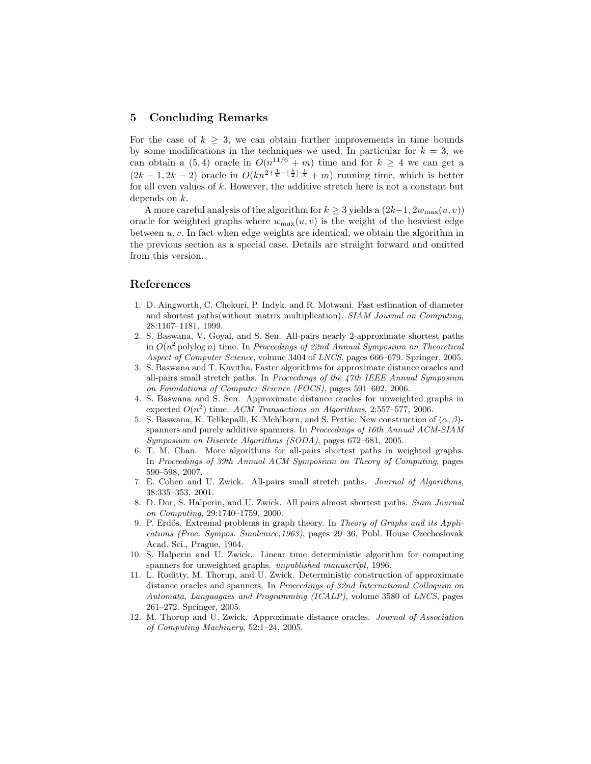## 5 Concluding Remarks

For the case of $k \geq 3$, we can obtain further improvements in time bounds by some modifications in the techniques we used. In particular for $k = 3$, we can obtain a $(5, 4)$ oracle in $O(n^{11/6} + m)$ time and for $k \geq 4$ we can get a $(2k-1, 2k-2)$ oracle in $O(kn^{2+\frac{1}{k}-\lfloor\frac{k}{2}\rfloor\cdot\frac{1}{k}} + m)$ running time, which is better for all even values of $k$. However, the additive stretch here is not a constant but depends on $k$.

A more careful analysis of the algorithm for $k \geq 3$ yields a $(2k-1, 2w_{\max}(u, v))$ oracle for weighted graphs where $w_{\max}(u, v)$ is the weight of the heaviest edge between $u, v$. In fact when edge weights are identical, we obtain the algorithm in the previous section as a special case. Details are straight forward and omitted from this version.

## References

1. D. Aingworth, C. Chekuri, P. Indyk, and R. Motwani. Fast estimation of diameter and shortest paths(without matrix multiplication). *SIAM Journal on Computing*, 28:1167–1181, 1999.
2. S. Baswana, V. Goyal, and S. Sen. All-pairs nearly 2-approximate shortest paths in $O(n^2 \operatorname{polylog} n)$ time. In *Proceedings of 22nd Annual Symposium on Theoretical Aspect of Computer Science*, volume 3404 of *LNCS*, pages 666–679. Springer, 2005.
3. S. Baswana and T. Kavitha. Faster algorithms for approximate distance oracles and all-pairs small stretch paths. In *Proceedings of the 47th IEEE Annual Symposium on Foundations of Computer Science (FOCS)*, pages 591–602, 2006.
4. S. Baswana and S. Sen. Approximate distance oracles for unweighted graphs in expected $O(n^2)$ time. *ACM Transactions on Algorithms*, 2:557–577, 2006.
5. S. Baswana, K. Telikepalli, K. Mehlhorn, and S. Pettie. New construction of $(\alpha, \beta)$-spanners and purely additive spanners. In *Proceedings of 16th Annual ACM-SIAM Symposium on Discrete Algorithms (SODA)*, pages 672–681, 2005.
6. T. M. Chan. More algorithms for all-pairs shortest paths in weighted graphs. In *Proceedings of 39th Annual ACM Symposium on Theory of Computing*, pages 590–598, 2007.
7. E. Cohen and U. Zwick. All-pairs small stretch paths. *Journal of Algorithms*, 38:335–353, 2001.
8. D. Dor, S. Halperin, and U. Zwick. All pairs almost shortest paths. *Siam Journal on Computing*, 29:1740–1759, 2000.
9. P. Erdős. Extremal problems in graph theory. In *Theory of Graphs and its Applications (Proc. Sympos. Smolenice,1963)*, pages 29–36, Publ. House Czechoslovak Acad. Sci., Prague, 1964.
10. S. Halperin and U. Zwick. Linear time deterministic algorithm for computing spanners for unweighted graphs. *unpublished manuscript*, 1996.
11. L. Roditty, M. Thorup, and U. Zwick. Deterministic construction of approximate distance oracles and spanners. In *Proceedings of 32nd International Colloquim on Automata, Languagaes and Programming (ICALP)*, volume 3580 of *LNCS*, pages 261–272. Springer, 2005.
12. M. Thorup and U. Zwick. Approximate distance oracles. *Journal of Association of Computing Machinery*, 52:1–24, 2005.